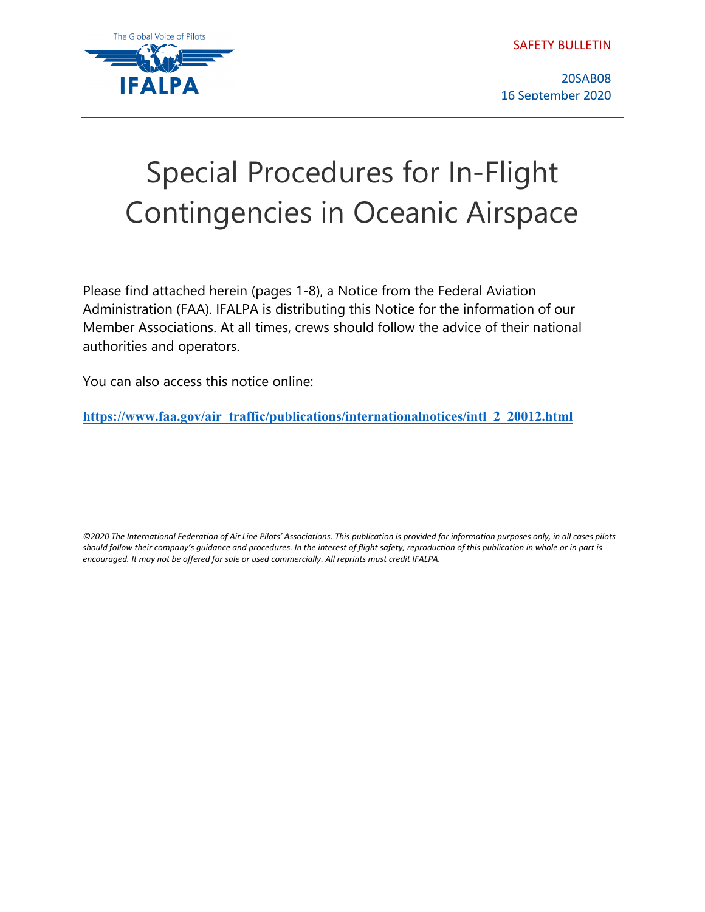The Global Voice of Pilots

IFALPA

SAFETY BULLETIN

20SAB08
16 September 2020

# Special Procedures for In-Flight Contingencies in Oceanic Airspace

Please find attached herein (pages 1-8), a Notice from the Federal Aviation Administration (FAA). IFALPA is distributing this Notice for the information of our Member Associations. At all times, crews should follow the advice of their national authorities and operators.

You can also access this notice online:

**https://www.faa.gov/air_traffic/publications/internationalnotices/intl_2_20012.html**

*©2020 The International Federation of Air Line Pilots' Associations. This publication is provided for information purposes only, in all cases pilots should follow their company's guidance and procedures. In the interest of flight safety, reproduction of this publication in whole or in part is encouraged. It may not be offered for sale or used commercially. All reprints must credit IFALPA.*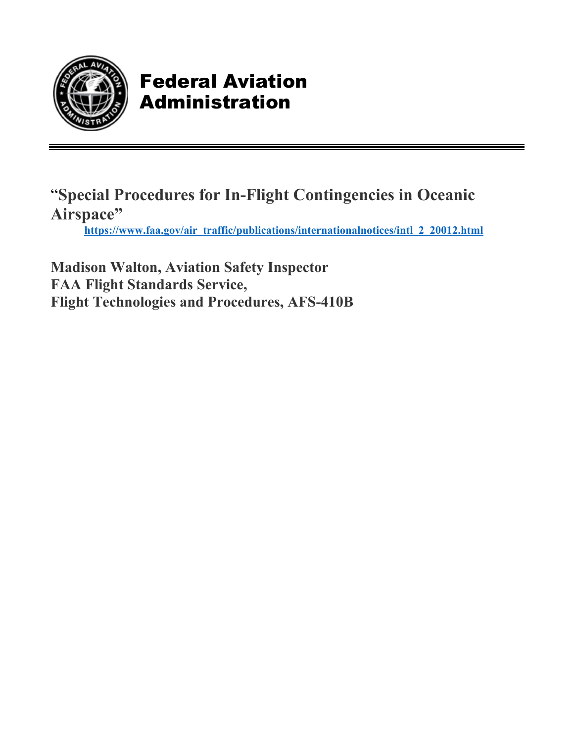# Federal Aviation Administration

## "Special Procedures for In-Flight Contingencies in Oceanic Airspace"

https://www.faa.gov/air_traffic/publications/internationalnotices/intl_2_20012.html

**Madison Walton, Aviation Safety Inspector**
**FAA Flight Standards Service,**
**Flight Technologies and Procedures, AFS-410B**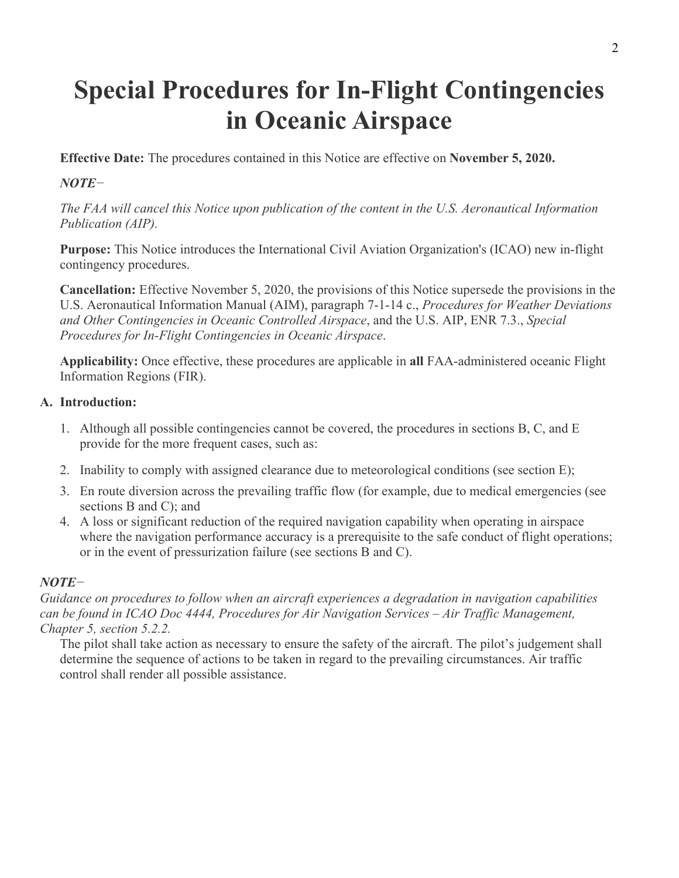# Special Procedures for In-Flight Contingencies in Oceanic Airspace

**Effective Date:** The procedures contained in this Notice are effective on **November 5, 2020.**

*NOTE−*

*The FAA will cancel this Notice upon publication of the content in the U.S. Aeronautical Information Publication (AIP).*

**Purpose:** This Notice introduces the International Civil Aviation Organization's (ICAO) new in-flight contingency procedures.

**Cancellation:** Effective November 5, 2020, the provisions of this Notice supersede the provisions in the U.S. Aeronautical Information Manual (AIM), paragraph 7-1-14 c., *Procedures for Weather Deviations and Other Contingencies in Oceanic Controlled Airspace*, and the U.S. AIP, ENR 7.3., *Special Procedures for In-Flight Contingencies in Oceanic Airspace*.

**Applicability:** Once effective, these procedures are applicable in **all** FAA-administered oceanic Flight Information Regions (FIR).

**A. Introduction:**

1. Although all possible contingencies cannot be covered, the procedures in sections B, C, and E provide for the more frequent cases, such as:
2. Inability to comply with assigned clearance due to meteorological conditions (see section E);
3. En route diversion across the prevailing traffic flow (for example, due to medical emergencies (see sections B and C); and
4. A loss or significant reduction of the required navigation capability when operating in airspace where the navigation performance accuracy is a prerequisite to the safe conduct of flight operations; or in the event of pressurization failure (see sections B and C).

***NOTE−***
*Guidance on procedures to follow when an aircraft experiences a degradation in navigation capabilities can be found in ICAO Doc 4444, Procedures for Air Navigation Services – Air Traffic Management, Chapter 5, section 5.2.2.*

The pilot shall take action as necessary to ensure the safety of the aircraft. The pilot's judgement shall determine the sequence of actions to be taken in regard to the prevailing circumstances. Air traffic control shall render all possible assistance.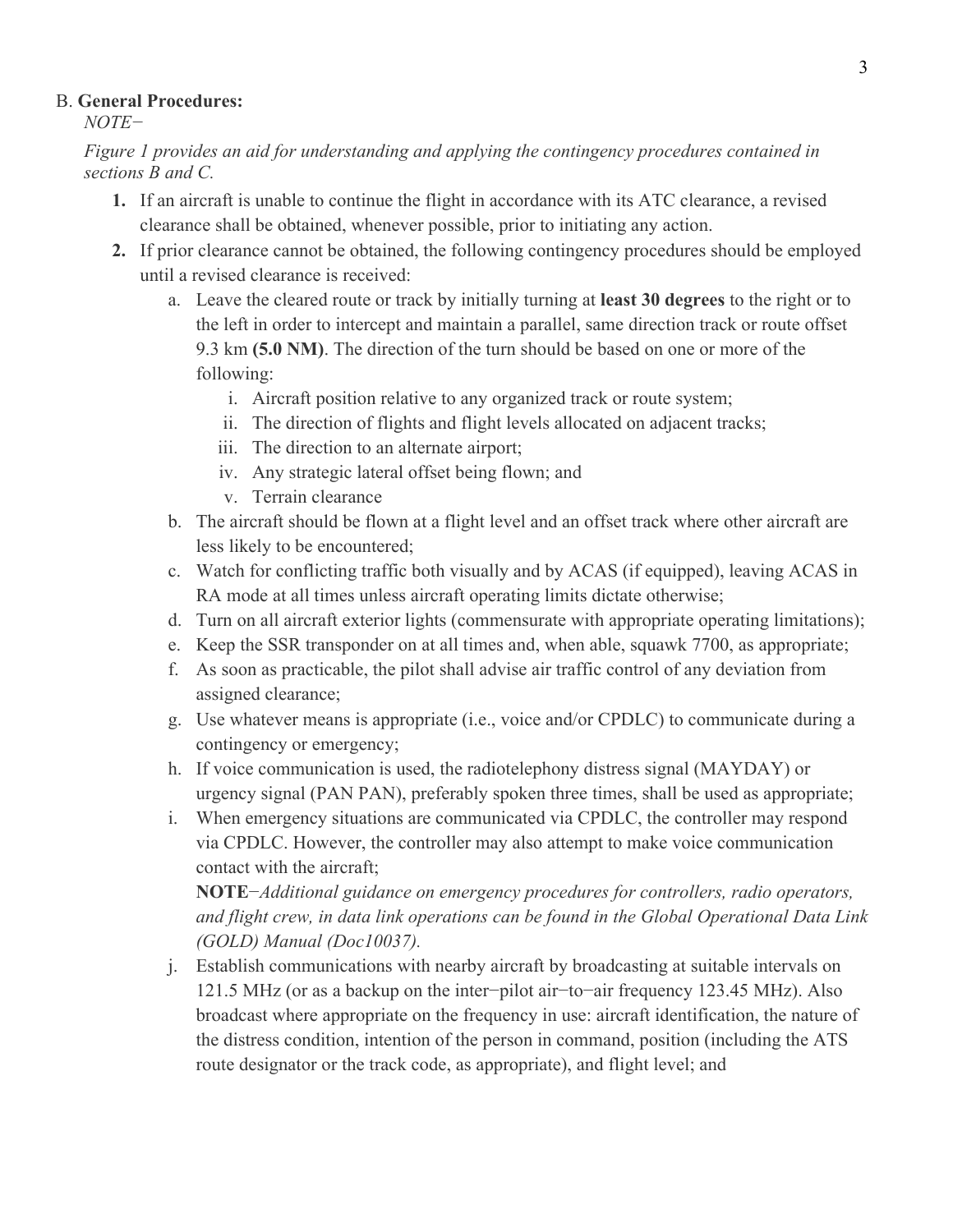B. **General Procedures:**

*NOTE−*

*Figure 1 provides an aid for understanding and applying the contingency procedures contained in sections B and C.*

1. If an aircraft is unable to continue the flight in accordance with its ATC clearance, a revised clearance shall be obtained, whenever possible, prior to initiating any action.
2. If prior clearance cannot be obtained, the following contingency procedures should be employed until a revised clearance is received:
    a. Leave the cleared route or track by initially turning at **least 30 degrees** to the right or to the left in order to intercept and maintain a parallel, same direction track or route offset 9.3 km **(5.0 NM)**. The direction of the turn should be based on one or more of the following:
        i. Aircraft position relative to any organized track or route system;
        ii. The direction of flights and flight levels allocated on adjacent tracks;
        iii. The direction to an alternate airport;
        iv. Any strategic lateral offset being flown; and
        v. Terrain clearance

    b. The aircraft should be flown at a flight level and an offset track where other aircraft are less likely to be encountered;

    c. Watch for conflicting traffic both visually and by ACAS (if equipped), leaving ACAS in RA mode at all times unless aircraft operating limits dictate otherwise;

    d. Turn on all aircraft exterior lights (commensurate with appropriate operating limitations);

    e. Keep the SSR transponder on at all times and, when able, squawk 7700, as appropriate;

    f. As soon as practicable, the pilot shall advise air traffic control of any deviation from assigned clearance;

    g. Use whatever means is appropriate (i.e., voice and/or CPDLC) to communicate during a contingency or emergency;

    h. If voice communication is used, the radiotelephony distress signal (MAYDAY) or urgency signal (PAN PAN), preferably spoken three times, shall be used as appropriate;

    i. When emergency situations are communicated via CPDLC, the controller may respond via CPDLC. However, the controller may also attempt to make voice communication contact with the aircraft;

    **NOTE**−*Additional guidance on emergency procedures for controllers, radio operators, and flight crew, in data link operations can be found in the Global Operational Data Link (GOLD) Manual (Doc10037).*

    j. Establish communications with nearby aircraft by broadcasting at suitable intervals on 121.5 MHz (or as a backup on the inter−pilot air−to−air frequency 123.45 MHz). Also broadcast where appropriate on the frequency in use: aircraft identification, the nature of the distress condition, intention of the person in command, position (including the ATS route designator or the track code, as appropriate), and flight level; and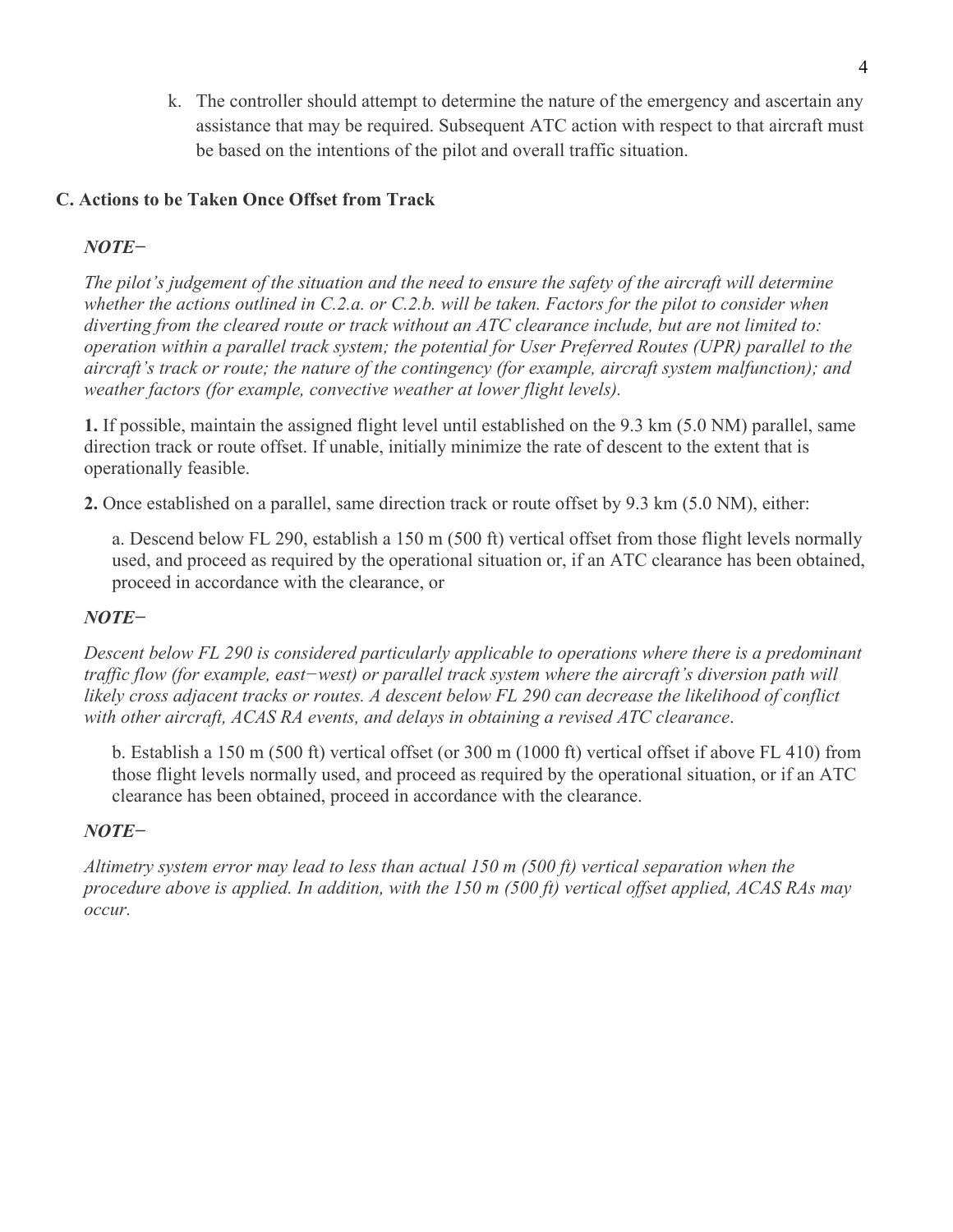k. The controller should attempt to determine the nature of the emergency and ascertain any assistance that may be required. Subsequent ATC action with respect to that aircraft must be based on the intentions of the pilot and overall traffic situation.

### C. Actions to be Taken Once Offset from Track

***NOTE−***

*The pilot's judgement of the situation and the need to ensure the safety of the aircraft will determine whether the actions outlined in C.2.a. or C.2.b. will be taken. Factors for the pilot to consider when diverting from the cleared route or track without an ATC clearance include, but are not limited to: operation within a parallel track system; the potential for User Preferred Routes (UPR) parallel to the aircraft's track or route; the nature of the contingency (for example, aircraft system malfunction); and weather factors (for example, convective weather at lower flight levels).*

**1.** If possible, maintain the assigned flight level until established on the 9.3 km (5.0 NM) parallel, same direction track or route offset. If unable, initially minimize the rate of descent to the extent that is operationally feasible.

**2.** Once established on a parallel, same direction track or route offset by 9.3 km (5.0 NM), either:

a. Descend below FL 290, establish a 150 m (500 ft) vertical offset from those flight levels normally used, and proceed as required by the operational situation or, if an ATC clearance has been obtained, proceed in accordance with the clearance, or

***NOTE−***

*Descent below FL 290 is considered particularly applicable to operations where there is a predominant traffic flow (for example, east−west) or parallel track system where the aircraft's diversion path will likely cross adjacent tracks or routes. A descent below FL 290 can decrease the likelihood of conflict with other aircraft, ACAS RA events, and delays in obtaining a revised ATC clearance.*

b. Establish a 150 m (500 ft) vertical offset (or 300 m (1000 ft) vertical offset if above FL 410) from those flight levels normally used, and proceed as required by the operational situation, or if an ATC clearance has been obtained, proceed in accordance with the clearance.

***NOTE−***

*Altimetry system error may lead to less than actual 150 m (500 ft) vertical separation when the procedure above is applied. In addition, with the 150 m (500 ft) vertical offset applied, ACAS RAs may occur.*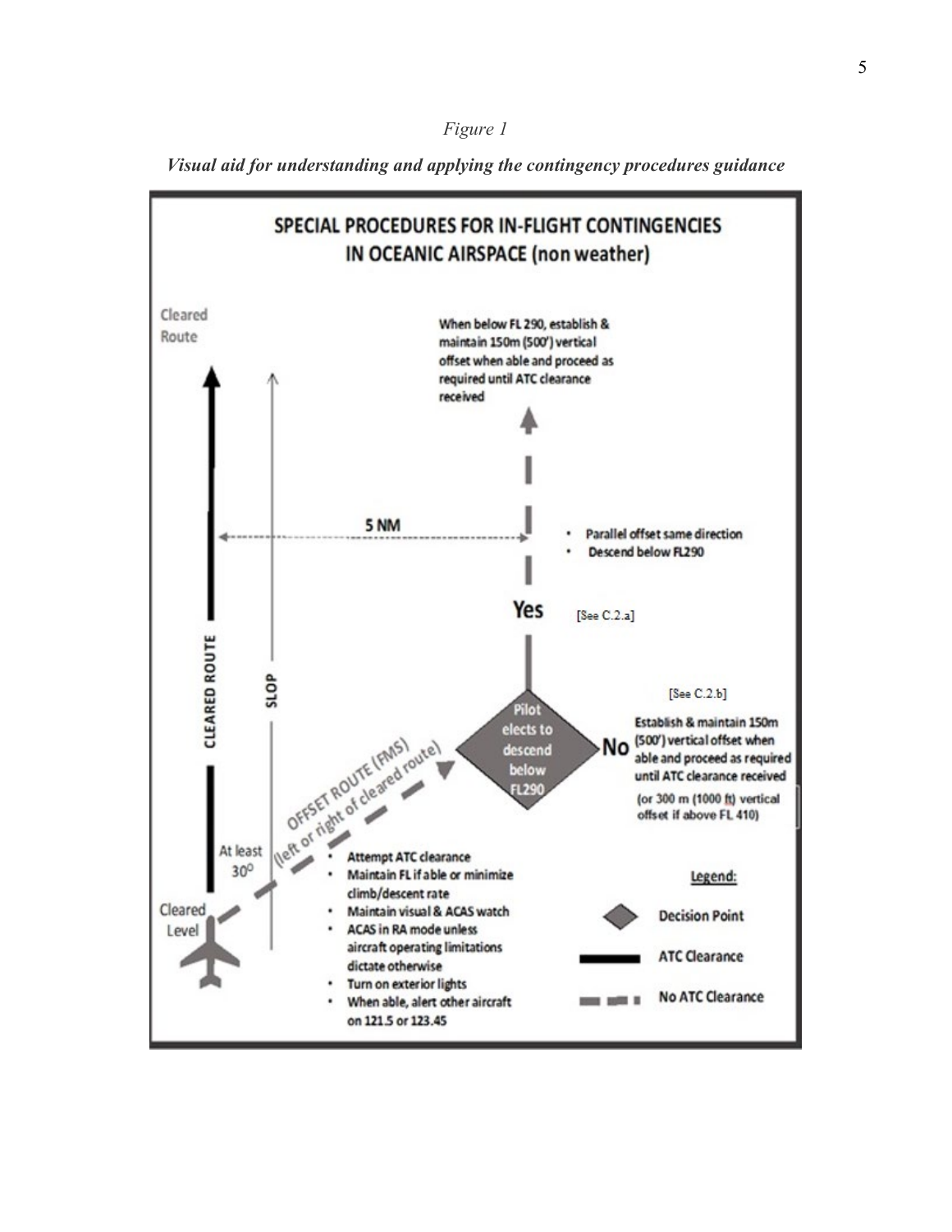*Figure 1*

***Visual aid for understanding and applying the contingency procedures guidance***

## SPECIAL PROCEDURES FOR IN-FLIGHT CONTINGENCIES IN OCEANIC AIRSPACE (non weather)

Cleared Route

When below FL 290, establish & maintain 150m (500') vertical offset when able and proceed as required until ATC clearance received

5 NM

- Parallel offset same direction
- Descend below FL290

Yes [See C.2.a]

CLEARED ROUTE

SLOP

[See C.2.b]

Pilot elects to descend below FL290

No — Establish & maintain 150m (500') vertical offset when able and proceed as required until ATC clearance received

(or 300 m (1000 ft) vertical offset if above FL 410)

OFFSET ROUTE (FMS) (left or right of cleared route)

At least 30°

Cleared Level

- Attempt ATC clearance
- Maintain FL if able or minimize climb/descent rate
- Maintain visual & ACAS watch
- ACAS in RA mode unless aircraft operating limitations dictate otherwise
- Turn on exterior lights
- When able, alert other aircraft on 121.5 or 123.45

Legend:

- Decision Point
- ATC Clearance
- No ATC Clearance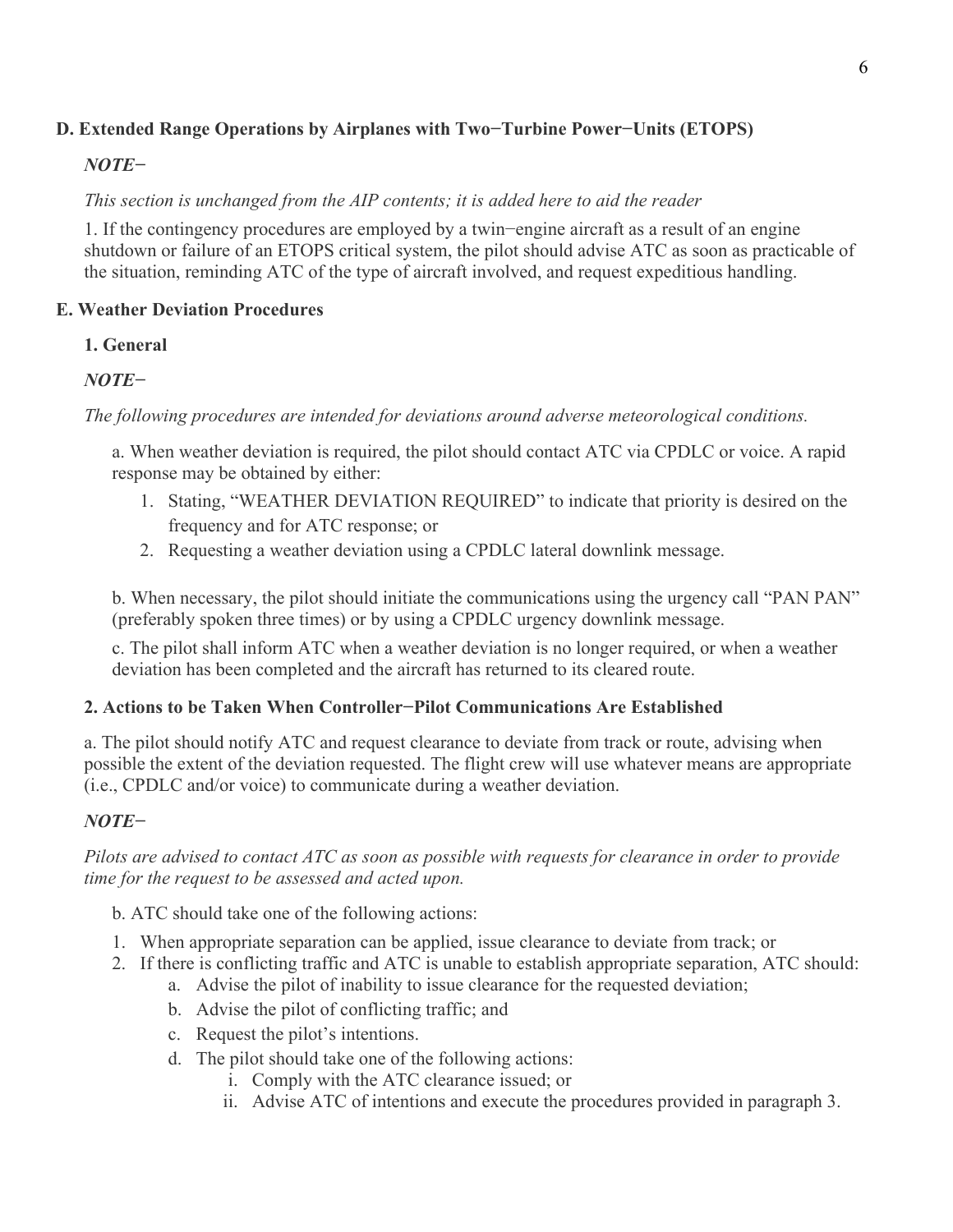### D. Extended Range Operations by Airplanes with Two−Turbine Power−Units (ETOPS)

*NOTE−*

*This section is unchanged from the AIP contents; it is added here to aid the reader*

1. If the contingency procedures are employed by a twin−engine aircraft as a result of an engine shutdown or failure of an ETOPS critical system, the pilot should advise ATC as soon as practicable of the situation, reminding ATC of the type of aircraft involved, and request expeditious handling.

### E. Weather Deviation Procedures

#### 1. General

*NOTE−*

*The following procedures are intended for deviations around adverse meteorological conditions.*

a. When weather deviation is required, the pilot should contact ATC via CPDLC or voice. A rapid response may be obtained by either:

1. Stating, "WEATHER DEVIATION REQUIRED" to indicate that priority is desired on the frequency and for ATC response; or
2. Requesting a weather deviation using a CPDLC lateral downlink message.

b. When necessary, the pilot should initiate the communications using the urgency call "PAN PAN" (preferably spoken three times) or by using a CPDLC urgency downlink message.

c. The pilot shall inform ATC when a weather deviation is no longer required, or when a weather deviation has been completed and the aircraft has returned to its cleared route.

#### 2. Actions to be Taken When Controller−Pilot Communications Are Established

a. The pilot should notify ATC and request clearance to deviate from track or route, advising when possible the extent of the deviation requested. The flight crew will use whatever means are appropriate (i.e., CPDLC and/or voice) to communicate during a weather deviation.

*NOTE−*

*Pilots are advised to contact ATC as soon as possible with requests for clearance in order to provide time for the request to be assessed and acted upon.*

b. ATC should take one of the following actions:

1. When appropriate separation can be applied, issue clearance to deviate from track; or
2. If there is conflicting traffic and ATC is unable to establish appropriate separation, ATC should:
   a. Advise the pilot of inability to issue clearance for the requested deviation;
   b. Advise the pilot of conflicting traffic; and
   c. Request the pilot's intentions.
   d. The pilot should take one of the following actions:
      i. Comply with the ATC clearance issued; or
      ii. Advise ATC of intentions and execute the procedures provided in paragraph 3.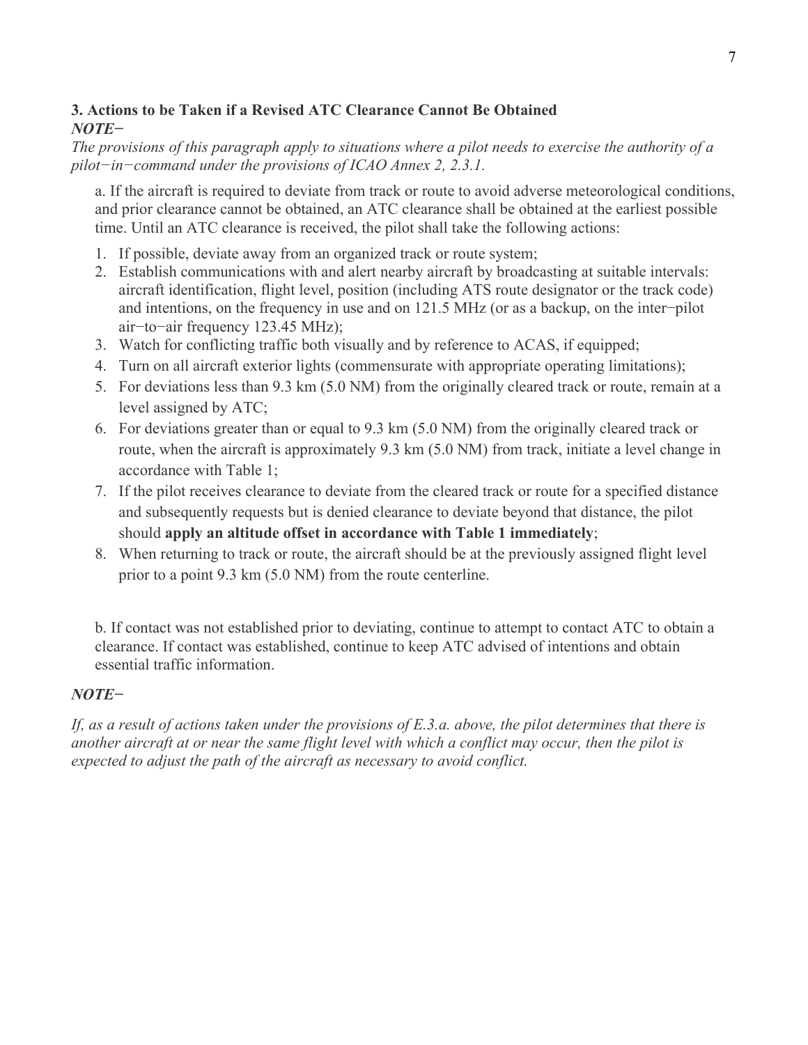### 3. Actions to be Taken if a Revised ATC Clearance Cannot Be Obtained

***NOTE−***

*The provisions of this paragraph apply to situations where a pilot needs to exercise the authority of a pilot−in−command under the provisions of ICAO Annex 2, 2.3.1.*

a. If the aircraft is required to deviate from track or route to avoid adverse meteorological conditions, and prior clearance cannot be obtained, an ATC clearance shall be obtained at the earliest possible time. Until an ATC clearance is received, the pilot shall take the following actions:

1. If possible, deviate away from an organized track or route system;
2. Establish communications with and alert nearby aircraft by broadcasting at suitable intervals: aircraft identification, flight level, position (including ATS route designator or the track code) and intentions, on the frequency in use and on 121.5 MHz (or as a backup, on the inter−pilot air−to−air frequency 123.45 MHz);
3. Watch for conflicting traffic both visually and by reference to ACAS, if equipped;
4. Turn on all aircraft exterior lights (commensurate with appropriate operating limitations);
5. For deviations less than 9.3 km (5.0 NM) from the originally cleared track or route, remain at a level assigned by ATC;
6. For deviations greater than or equal to 9.3 km (5.0 NM) from the originally cleared track or route, when the aircraft is approximately 9.3 km (5.0 NM) from track, initiate a level change in accordance with Table 1;
7. If the pilot receives clearance to deviate from the cleared track or route for a specified distance and subsequently requests but is denied clearance to deviate beyond that distance, the pilot should **apply an altitude offset in accordance with Table 1 immediately**;
8. When returning to track or route, the aircraft should be at the previously assigned flight level prior to a point 9.3 km (5.0 NM) from the route centerline.

b. If contact was not established prior to deviating, continue to attempt to contact ATC to obtain a clearance. If contact was established, continue to keep ATC advised of intentions and obtain essential traffic information.

***NOTE−***

*If, as a result of actions taken under the provisions of E.3.a. above, the pilot determines that there is another aircraft at or near the same flight level with which a conflict may occur, then the pilot is expected to adjust the path of the aircraft as necessary to avoid conflict.*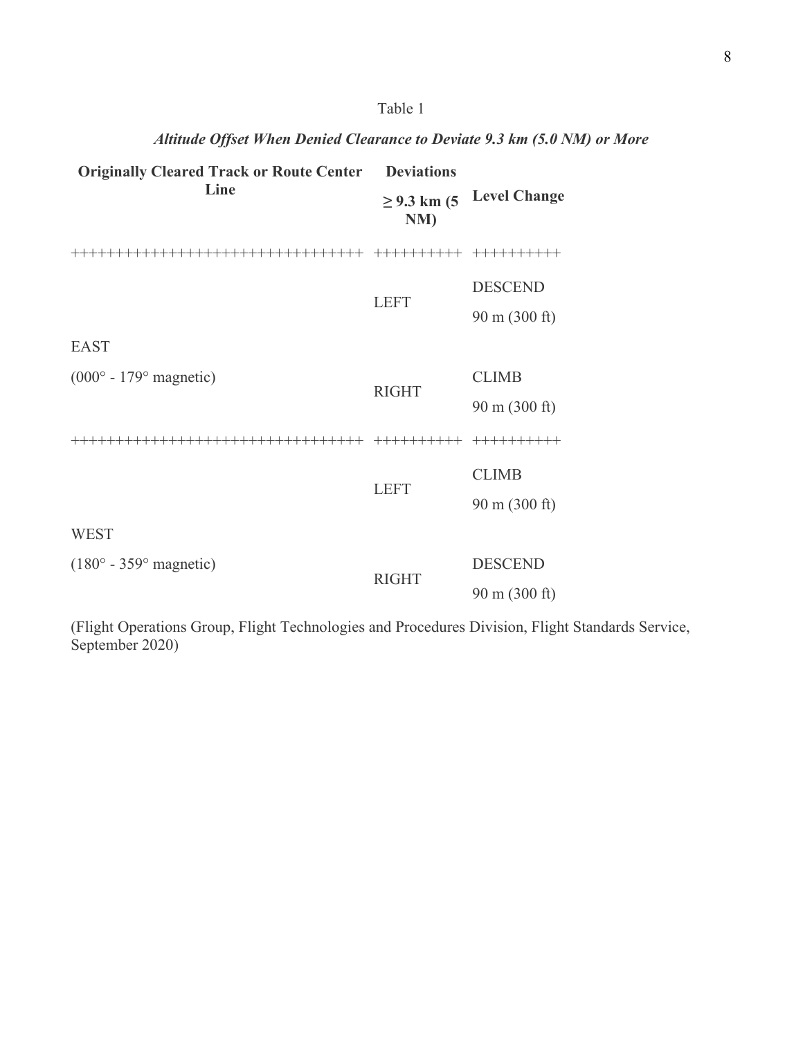Table 1

***Altitude Offset When Denied Clearance to Deviate 9.3 km (5.0 NM) or More***

| **Originally Cleared Track or Route Center Line** | **Deviations ≥ 9.3 km (5 NM)** | **Level Change** |
|---|---|---|
| EAST (000° - 179° magnetic) | LEFT | DESCEND 90 m (300 ft) |
| | RIGHT | CLIMB 90 m (300 ft) |
| WEST (180° - 359° magnetic) | LEFT | CLIMB 90 m (300 ft) |
| | RIGHT | DESCEND 90 m (300 ft) |

(Flight Operations Group, Flight Technologies and Procedures Division, Flight Standards Service, September 2020)